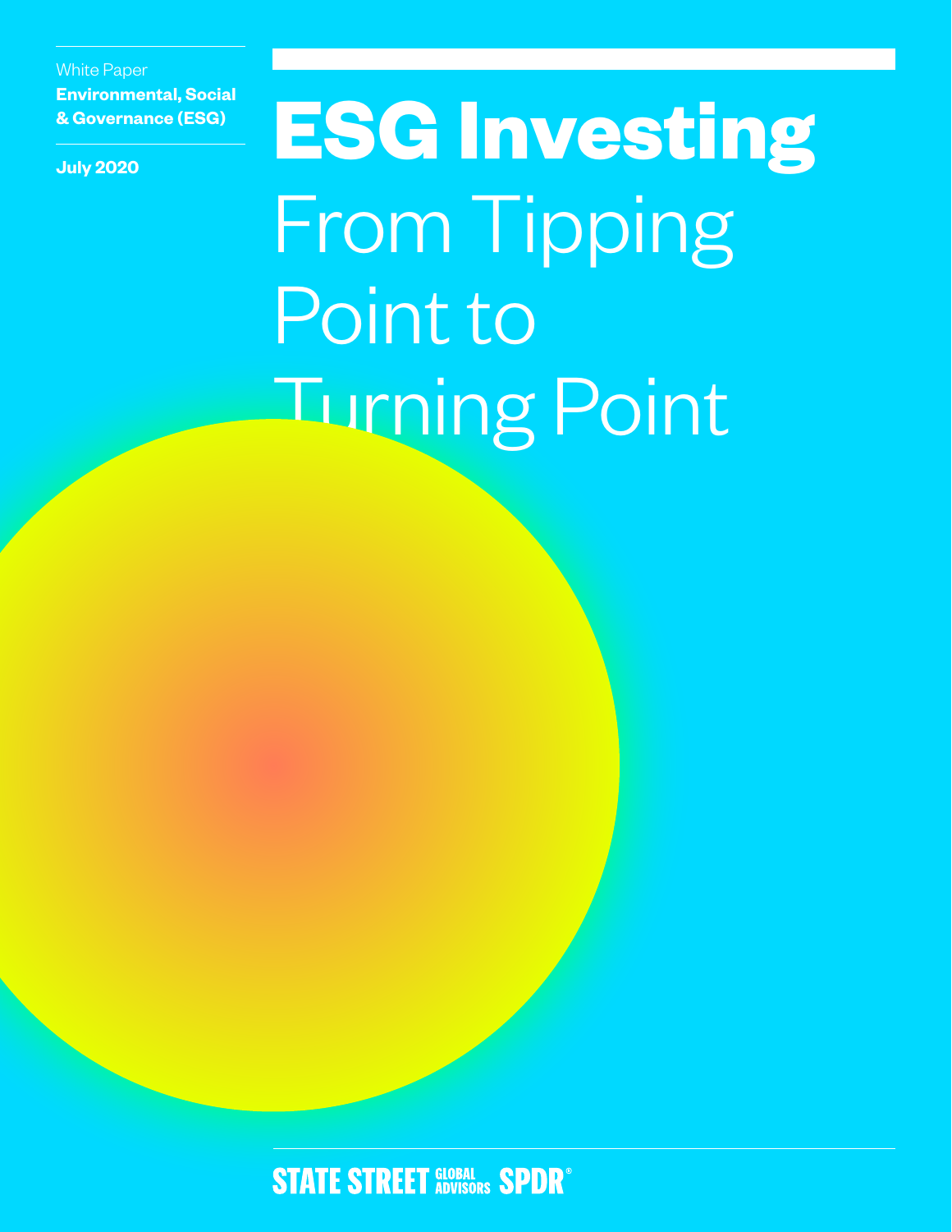White Paper

**Environmental, Social & Governance (ESG)**

**July 2020**

# ESG Investing

## From Tipping Point to Turning Point

STATE STREET GLOBAL ADVISORS SPDR®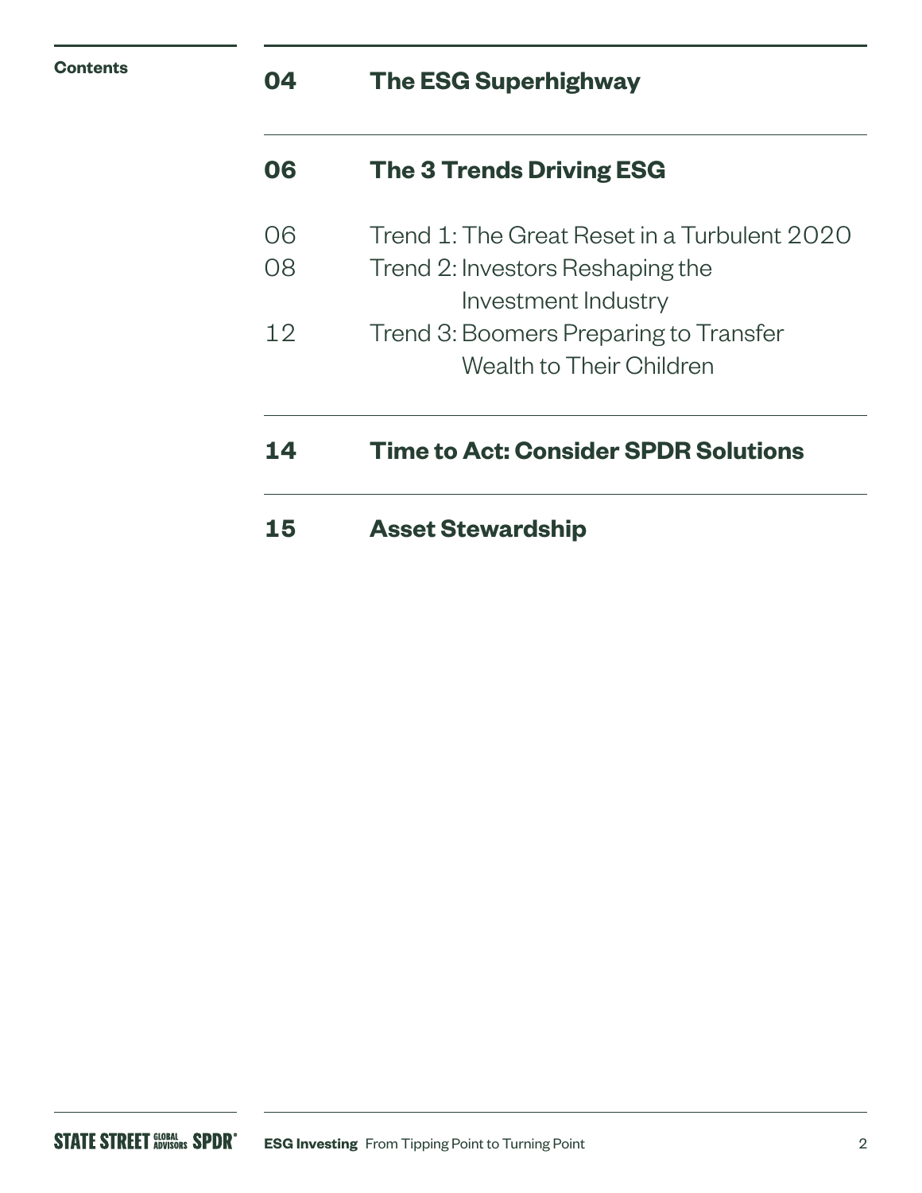## Contents

| | |
|---|---|
| **04** | **The ESG Superhighway** |
| **06** | **The 3 Trends Driving ESG** |
| 06 | Trend 1: The Great Reset in a Turbulent 2020 |
| 08 | Trend 2: Investors Reshaping the Investment Industry |
| 12 | Trend 3: Boomers Preparing to Transfer Wealth to Their Children |
| **14** | **Time to Act: Consider SPDR Solutions** |
| **15** | **Asset Stewardship** |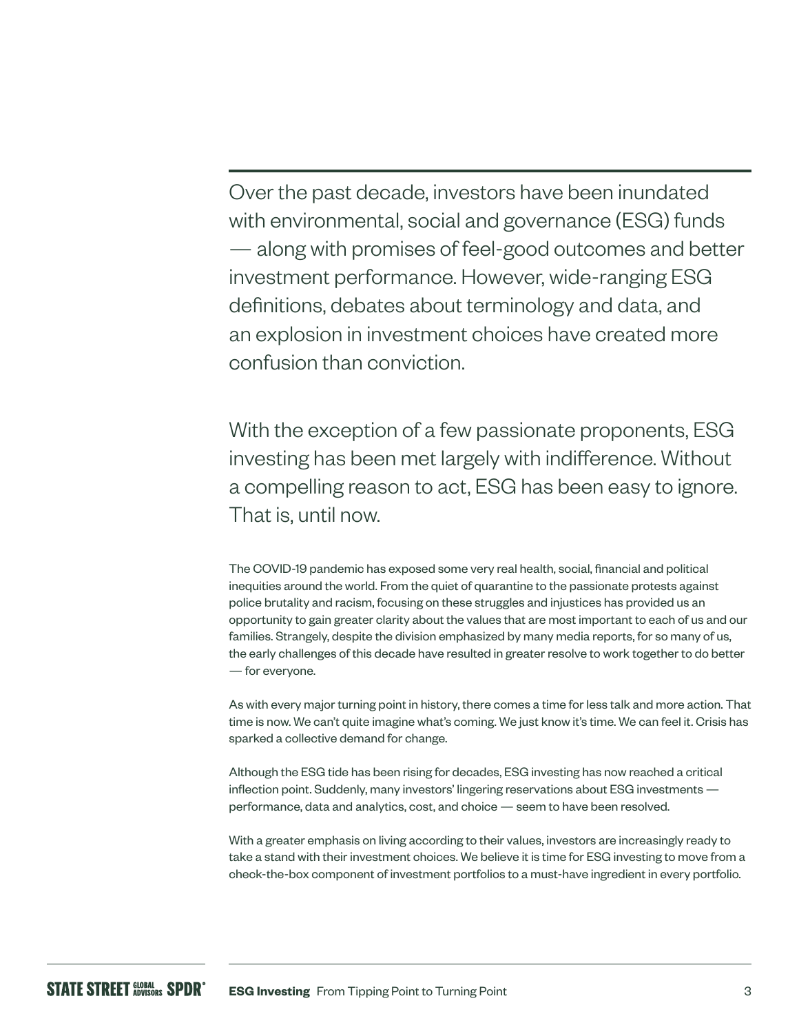Over the past decade, investors have been inundated with environmental, social and governance (ESG) funds — along with promises of feel-good outcomes and better investment performance. However, wide-ranging ESG definitions, debates about terminology and data, and an explosion in investment choices have created more confusion than conviction.

With the exception of a few passionate proponents, ESG investing has been met largely with indifference. Without a compelling reason to act, ESG has been easy to ignore. That is, until now.

The COVID-19 pandemic has exposed some very real health, social, financial and political inequities around the world. From the quiet of quarantine to the passionate protests against police brutality and racism, focusing on these struggles and injustices has provided us an opportunity to gain greater clarity about the values that are most important to each of us and our families. Strangely, despite the division emphasized by many media reports, for so many of us, the early challenges of this decade have resulted in greater resolve to work together to do better — for everyone.

As with every major turning point in history, there comes a time for less talk and more action. That time is now. We can't quite imagine what's coming. We just know it's time. We can feel it. Crisis has sparked a collective demand for change.

Although the ESG tide has been rising for decades, ESG investing has now reached a critical inflection point. Suddenly, many investors' lingering reservations about ESG investments — performance, data and analytics, cost, and choice — seem to have been resolved.

With a greater emphasis on living according to their values, investors are increasingly ready to take a stand with their investment choices. We believe it is time for ESG investing to move from a check-the-box component of investment portfolios to a must-have ingredient in every portfolio.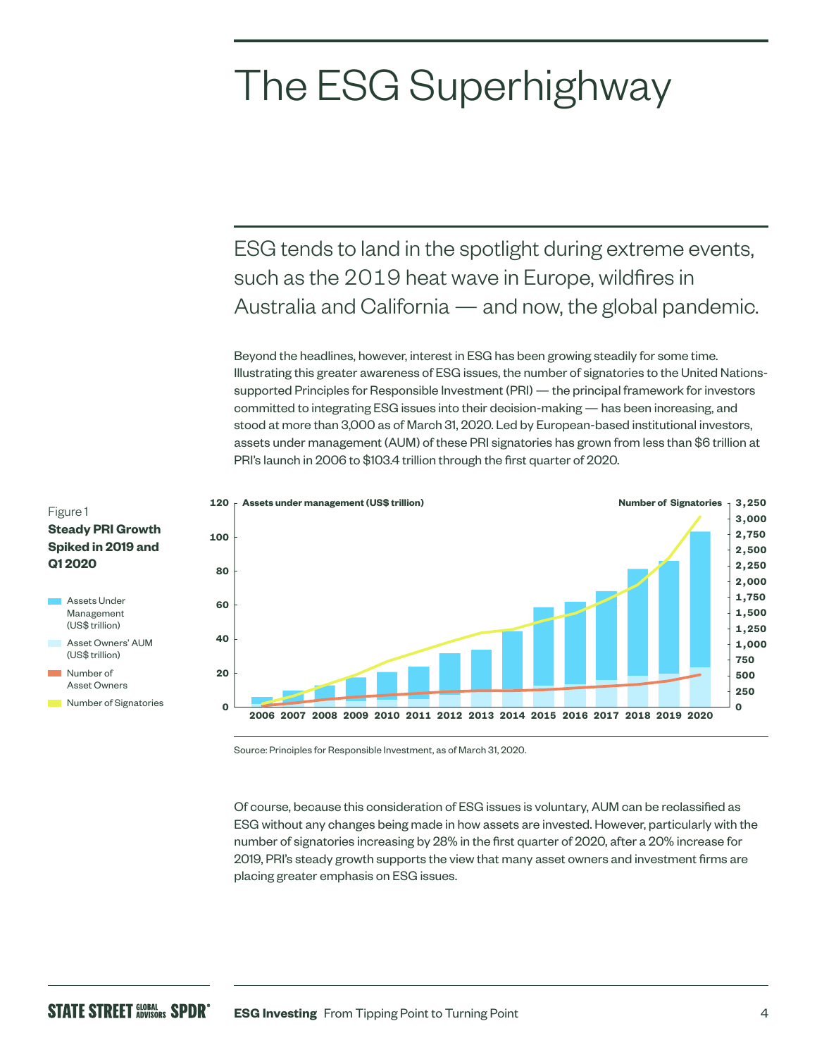# The ESG Superhighway

## ESG tends to land in the spotlight during extreme events, such as the 2019 heat wave in Europe, wildfires in Australia and California — and now, the global pandemic.

Beyond the headlines, however, interest in ESG has been growing steadily for some time. Illustrating this greater awareness of ESG issues, the number of signatories to the United Nations-supported Principles for Responsible Investment (PRI) — the principal framework for investors committed to integrating ESG issues into their decision-making — has been increasing, and stood at more than 3,000 as of March 31, 2020. Led by European-based institutional investors, assets under management (AUM) of these PRI signatories has grown from less than $6 trillion at PRI's launch in 2006 to $103.4 trillion through the first quarter of 2020.

Figure 1

**Steady PRI Growth Spiked in 2019 and Q1 2020**

- Assets Under Management (US$ trillion)
- Asset Owners' AUM (US$ trillion)
- Number of Asset Owners
- Number of Signatories

Assets under management (US$ trillion) — left axis: 0, 20, 40, 60, 80, 100, 120

Number of Signatories — right axis: 0, 250, 500, 750, 1,000, 1,250, 1,500, 1,750, 2,000, 2,250, 2,500, 2,750, 3,000, 3,250

2006 2007 2008 2009 2010 2011 2012 2013 2014 2015 2016 2017 2018 2019 2020

Source: Principles for Responsible Investment, as of March 31, 2020.

Of course, because this consideration of ESG issues is voluntary, AUM can be reclassified as ESG without any changes being made in how assets are invested. However, particularly with the number of signatories increasing by 28% in the first quarter of 2020, after a 20% increase for 2019, PRI's steady growth supports the view that many asset owners and investment firms are placing greater emphasis on ESG issues.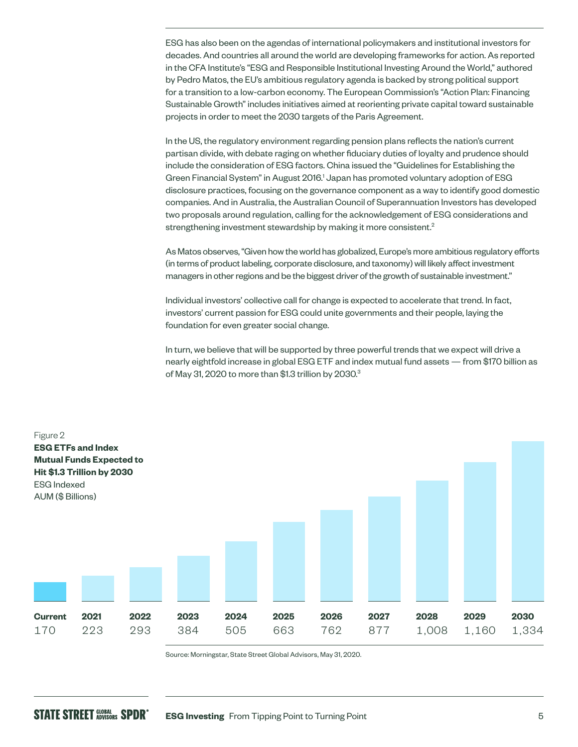ESG has also been on the agendas of international policymakers and institutional investors for decades. And countries all around the world are developing frameworks for action. As reported in the CFA Institute's "ESG and Responsible Institutional Investing Around the World," authored by Pedro Matos, the EU's ambitious regulatory agenda is backed by strong political support for a transition to a low-carbon economy. The European Commission's "Action Plan: Financing Sustainable Growth" includes initiatives aimed at reorienting private capital toward sustainable projects in order to meet the 2030 targets of the Paris Agreement.

In the US, the regulatory environment regarding pension plans reflects the nation's current partisan divide, with debate raging on whether fiduciary duties of loyalty and prudence should include the consideration of ESG factors. China issued the "Guidelines for Establishing the Green Financial System" in August 2016.[1] Japan has promoted voluntary adoption of ESG disclosure practices, focusing on the governance component as a way to identify good domestic companies. And in Australia, the Australian Council of Superannuation Investors has developed two proposals around regulation, calling for the acknowledgement of ESG considerations and strengthening investment stewardship by making it more consistent.[2]

As Matos observes, "Given how the world has globalized, Europe's more ambitious regulatory efforts (in terms of product labeling, corporate disclosure, and taxonomy) will likely affect investment managers in other regions and be the biggest driver of the growth of sustainable investment."

Individual investors' collective call for change is expected to accelerate that trend. In fact, investors' current passion for ESG could unite governments and their people, laying the foundation for even greater social change.

In turn, we believe that will be supported by three powerful trends that we expect will drive a nearly eightfold increase in global ESG ETF and index mutual fund assets — from $170 billion as of May 31, 2020 to more than $1.3 trillion by 2030.[3]

Figure 2
**ESG ETFs and Index Mutual Funds Expected to Hit $1.3 Trillion by 2030**
ESG Indexed AUM ($ Billions)

| Current | 2021 | 2022 | 2023 | 2024 | 2025 | 2026 | 2027 | 2028 | 2029 | 2030 |
|---|---|---|---|---|---|---|---|---|---|---|
| 170 | 223 | 293 | 384 | 505 | 663 | 762 | 877 | 1,008 | 1,160 | 1,334 |

Source: Morningstar, State Street Global Advisors, May 31, 2020.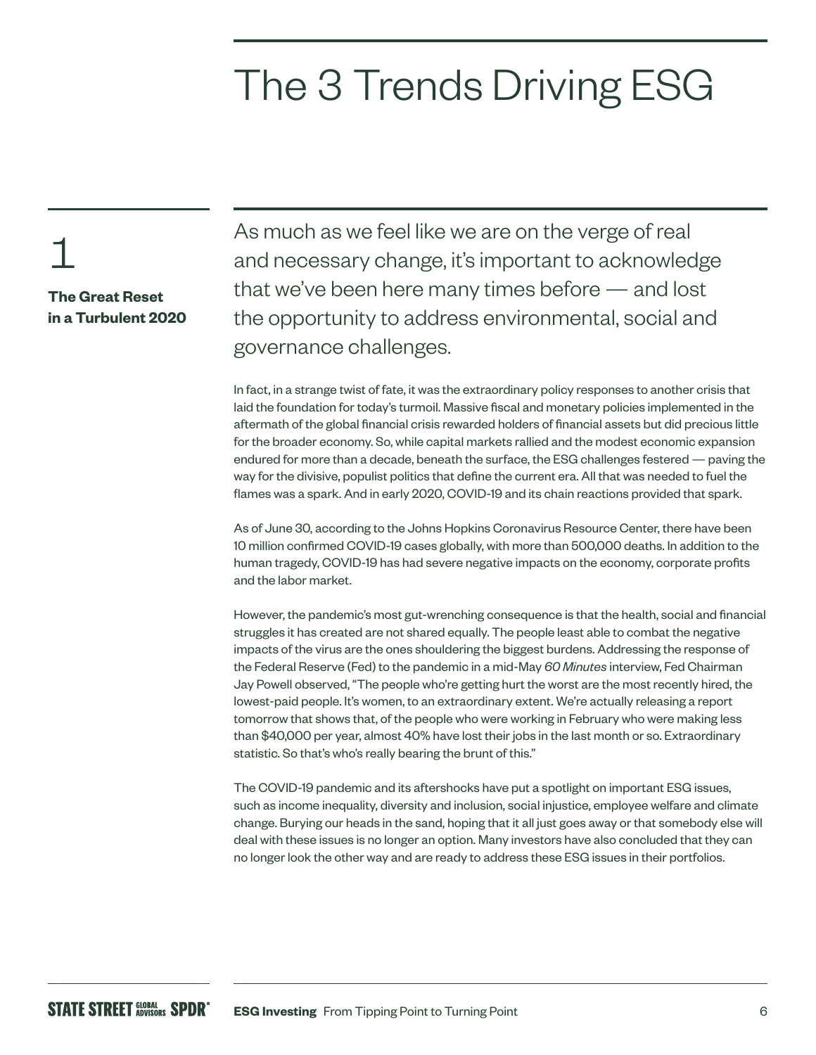# The 3 Trends Driving ESG

## 1

**The Great Reset in a Turbulent 2020**

As much as we feel like we are on the verge of real and necessary change, it's important to acknowledge that we've been here many times before — and lost the opportunity to address environmental, social and governance challenges.

In fact, in a strange twist of fate, it was the extraordinary policy responses to another crisis that laid the foundation for today's turmoil. Massive fiscal and monetary policies implemented in the aftermath of the global financial crisis rewarded holders of financial assets but did precious little for the broader economy. So, while capital markets rallied and the modest economic expansion endured for more than a decade, beneath the surface, the ESG challenges festered — paving the way for the divisive, populist politics that define the current era. All that was needed to fuel the flames was a spark. And in early 2020, COVID-19 and its chain reactions provided that spark.

As of June 30, according to the Johns Hopkins Coronavirus Resource Center, there have been 10 million confirmed COVID-19 cases globally, with more than 500,000 deaths. In addition to the human tragedy, COVID-19 has had severe negative impacts on the economy, corporate profits and the labor market.

However, the pandemic's most gut-wrenching consequence is that the health, social and financial struggles it has created are not shared equally. The people least able to combat the negative impacts of the virus are the ones shouldering the biggest burdens. Addressing the response of the Federal Reserve (Fed) to the pandemic in a mid-May *60 Minutes* interview, Fed Chairman Jay Powell observed, "The people who're getting hurt the worst are the most recently hired, the lowest-paid people. It's women, to an extraordinary extent. We're actually releasing a report tomorrow that shows that, of the people who were working in February who were making less than $40,000 per year, almost 40% have lost their jobs in the last month or so. Extraordinary statistic. So that's who's really bearing the brunt of this."

The COVID-19 pandemic and its aftershocks have put a spotlight on important ESG issues, such as income inequality, diversity and inclusion, social injustice, employee welfare and climate change. Burying our heads in the sand, hoping that it all just goes away or that somebody else will deal with these issues is no longer an option. Many investors have also concluded that they can no longer look the other way and are ready to address these ESG issues in their portfolios.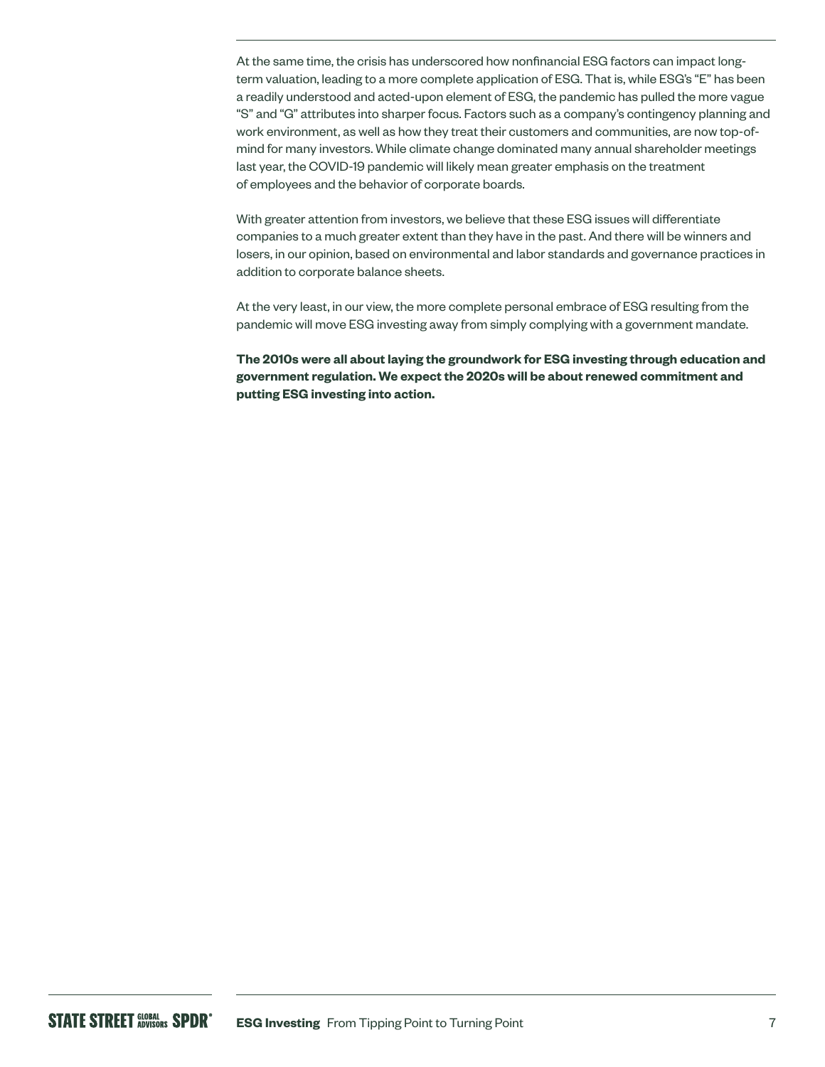At the same time, the crisis has underscored how nonfinancial ESG factors can impact long-term valuation, leading to a more complete application of ESG. That is, while ESG's "E" has been a readily understood and acted-upon element of ESG, the pandemic has pulled the more vague "S" and "G" attributes into sharper focus. Factors such as a company's contingency planning and work environment, as well as how they treat their customers and communities, are now top-of-mind for many investors. While climate change dominated many annual shareholder meetings last year, the COVID-19 pandemic will likely mean greater emphasis on the treatment of employees and the behavior of corporate boards.

With greater attention from investors, we believe that these ESG issues will differentiate companies to a much greater extent than they have in the past. And there will be winners and losers, in our opinion, based on environmental and labor standards and governance practices in addition to corporate balance sheets.

At the very least, in our view, the more complete personal embrace of ESG resulting from the pandemic will move ESG investing away from simply complying with a government mandate.

**The 2010s were all about laying the groundwork for ESG investing through education and government regulation. We expect the 2020s will be about renewed commitment and putting ESG investing into action.**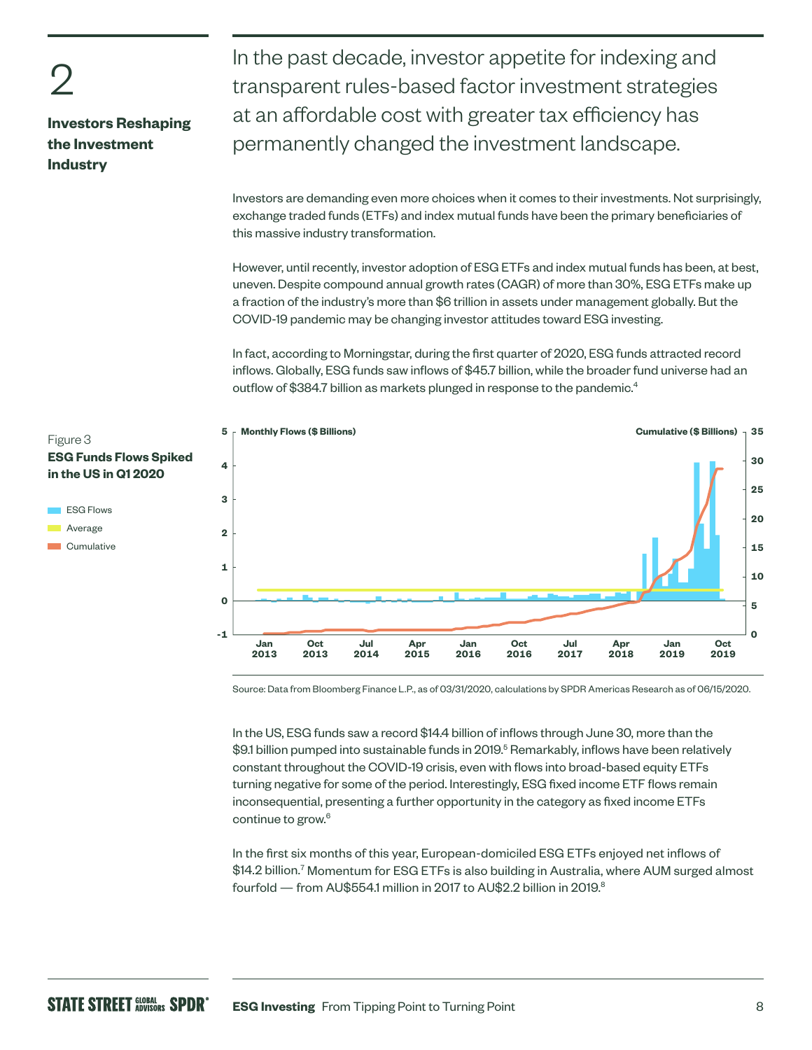# 2

## Investors Reshaping the Investment Industry

In the past decade, investor appetite for indexing and transparent rules-based factor investment strategies at an affordable cost with greater tax efficiency has permanently changed the investment landscape.

Investors are demanding even more choices when it comes to their investments. Not surprisingly, exchange traded funds (ETFs) and index mutual funds have been the primary beneficiaries of this massive industry transformation.

However, until recently, investor adoption of ESG ETFs and index mutual funds has been, at best, uneven. Despite compound annual growth rates (CAGR) of more than 30%, ESG ETFs make up a fraction of the industry's more than $6 trillion in assets under management globally. But the COVID-19 pandemic may be changing investor attitudes toward ESG investing.

In fact, according to Morningstar, during the first quarter of 2020, ESG funds attracted record inflows. Globally, ESG funds saw inflows of $45.7 billion, while the broader fund universe had an outflow of $384.7 billion as markets plunged in response to the pandemic.[4]

Figure 3
**ESG Funds Flows Spiked in the US in Q1 2020**

Legend: ESG Flows, Average, Cumulative

Monthly Flows ($ Billions) — Cumulative ($ Billions)

Source: Data from Bloomberg Finance L.P., as of 03/31/2020, calculations by SPDR Americas Research as of 06/15/2020.

In the US, ESG funds saw a record $14.4 billion of inflows through June 30, more than the $9.1 billion pumped into sustainable funds in 2019.[5] Remarkably, inflows have been relatively constant throughout the COVID-19 crisis, even with flows into broad-based equity ETFs turning negative for some of the period. Interestingly, ESG fixed income ETF flows remain inconsequential, presenting a further opportunity in the category as fixed income ETFs continue to grow.[6]

In the first six months of this year, European-domiciled ESG ETFs enjoyed net inflows of $14.2 billion.[7] Momentum for ESG ETFs is also building in Australia, where AUM surged almost fourfold — from AU$554.1 million in 2017 to AU$2.2 billion in 2019.[8]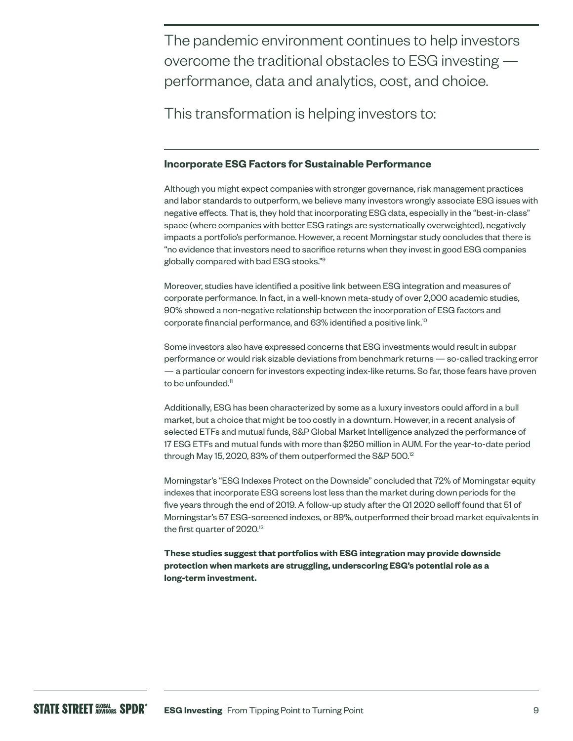The pandemic environment continues to help investors overcome the traditional obstacles to ESG investing — performance, data and analytics, cost, and choice.

This transformation is helping investors to:

### Incorporate ESG Factors for Sustainable Performance

Although you might expect companies with stronger governance, risk management practices and labor standards to outperform, we believe many investors wrongly associate ESG issues with negative effects. That is, they hold that incorporating ESG data, especially in the "best-in-class" space (where companies with better ESG ratings are systematically overweighted), negatively impacts a portfolio's performance. However, a recent Morningstar study concludes that there is "no evidence that investors need to sacrifice returns when they invest in good ESG companies globally compared with bad ESG stocks."[9]

Moreover, studies have identified a positive link between ESG integration and measures of corporate performance. In fact, in a well-known meta-study of over 2,000 academic studies, 90% showed a non-negative relationship between the incorporation of ESG factors and corporate financial performance, and 63% identified a positive link.[10]

Some investors also have expressed concerns that ESG investments would result in subpar performance or would risk sizable deviations from benchmark returns — so-called tracking error — a particular concern for investors expecting index-like returns. So far, those fears have proven to be unfounded.[11]

Additionally, ESG has been characterized by some as a luxury investors could afford in a bull market, but a choice that might be too costly in a downturn. However, in a recent analysis of selected ETFs and mutual funds, S&P Global Market Intelligence analyzed the performance of 17 ESG ETFs and mutual funds with more than $250 million in AUM. For the year-to-date period through May 15, 2020, 83% of them outperformed the S&P 500.[12]

Morningstar's "ESG Indexes Protect on the Downside" concluded that 72% of Morningstar equity indexes that incorporate ESG screens lost less than the market during down periods for the five years through the end of 2019. A follow-up study after the Q1 2020 selloff found that 51 of Morningstar's 57 ESG-screened indexes, or 89%, outperformed their broad market equivalents in the first quarter of 2020.[13]

**These studies suggest that portfolios with ESG integration may provide downside protection when markets are struggling, underscoring ESG's potential role as a long-term investment.**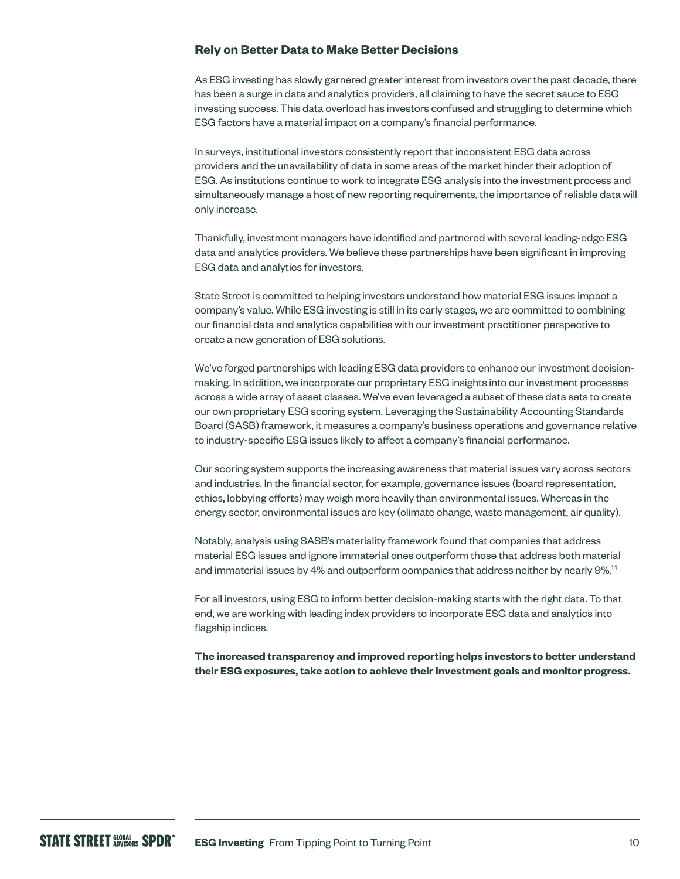## Rely on Better Data to Make Better Decisions

As ESG investing has slowly garnered greater interest from investors over the past decade, there has been a surge in data and analytics providers, all claiming to have the secret sauce to ESG investing success. This data overload has investors confused and struggling to determine which ESG factors have a material impact on a company's financial performance.

In surveys, institutional investors consistently report that inconsistent ESG data across providers and the unavailability of data in some areas of the market hinder their adoption of ESG. As institutions continue to work to integrate ESG analysis into the investment process and simultaneously manage a host of new reporting requirements, the importance of reliable data will only increase.

Thankfully, investment managers have identified and partnered with several leading-edge ESG data and analytics providers. We believe these partnerships have been significant in improving ESG data and analytics for investors.

State Street is committed to helping investors understand how material ESG issues impact a company's value. While ESG investing is still in its early stages, we are committed to combining our financial data and analytics capabilities with our investment practitioner perspective to create a new generation of ESG solutions.

We've forged partnerships with leading ESG data providers to enhance our investment decision-making. In addition, we incorporate our proprietary ESG insights into our investment processes across a wide array of asset classes. We've even leveraged a subset of these data sets to create our own proprietary ESG scoring system. Leveraging the Sustainability Accounting Standards Board (SASB) framework, it measures a company's business operations and governance relative to industry-specific ESG issues likely to affect a company's financial performance.

Our scoring system supports the increasing awareness that material issues vary across sectors and industries. In the financial sector, for example, governance issues (board representation, ethics, lobbying efforts) may weigh more heavily than environmental issues. Whereas in the energy sector, environmental issues are key (climate change, waste management, air quality).

Notably, analysis using SASB's materiality framework found that companies that address material ESG issues and ignore immaterial ones outperform those that address both material and immaterial issues by 4% and outperform companies that address neither by nearly 9%.[14]

For all investors, using ESG to inform better decision-making starts with the right data. To that end, we are working with leading index providers to incorporate ESG data and analytics into flagship indices.

**The increased transparency and improved reporting helps investors to better understand their ESG exposures, take action to achieve their investment goals and monitor progress.**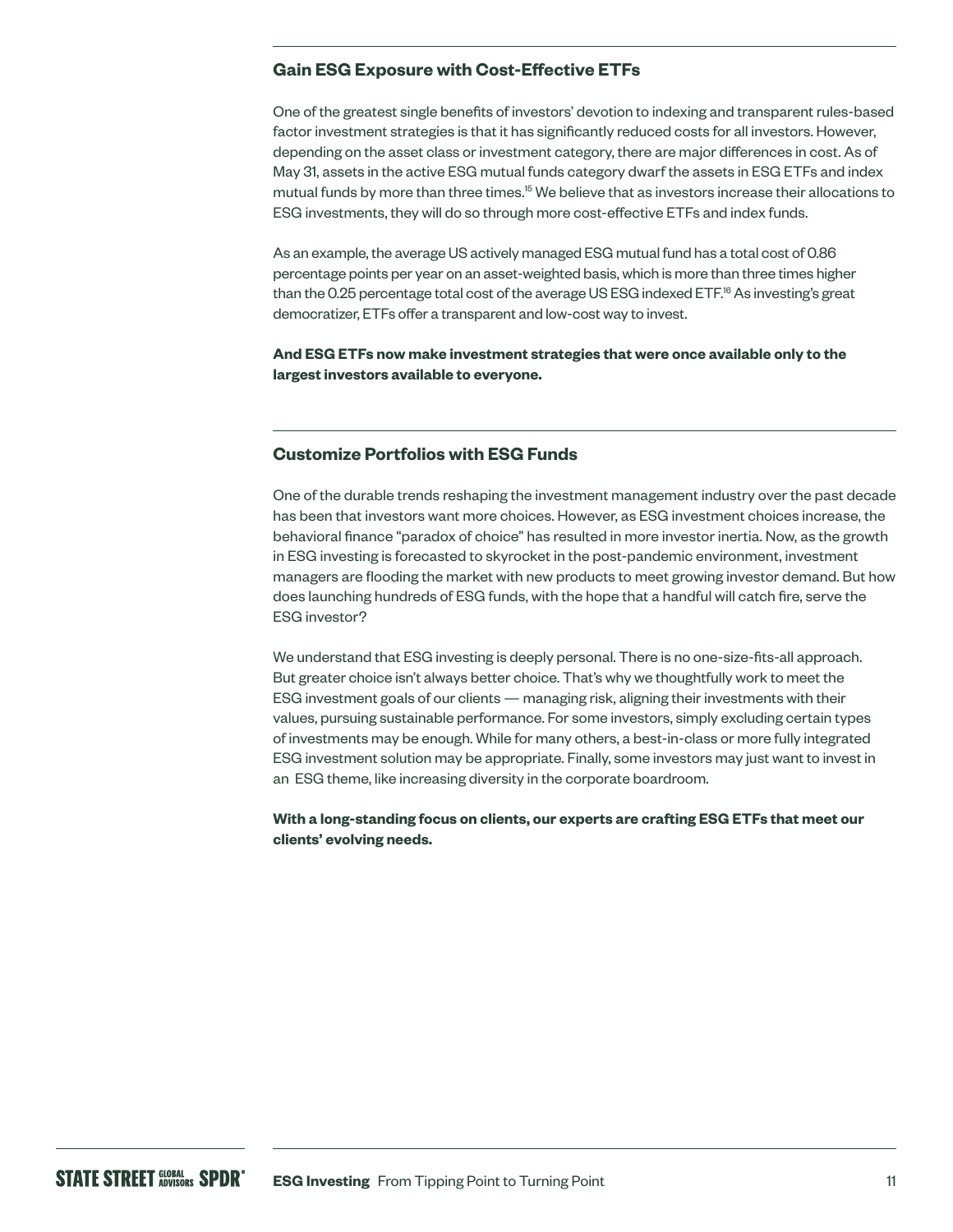## Gain ESG Exposure with Cost-Effective ETFs

One of the greatest single benefits of investors' devotion to indexing and transparent rules-based factor investment strategies is that it has significantly reduced costs for all investors. However, depending on the asset class or investment category, there are major differences in cost. As of May 31, assets in the active ESG mutual funds category dwarf the assets in ESG ETFs and index mutual funds by more than three times.[15] We believe that as investors increase their allocations to ESG investments, they will do so through more cost-effective ETFs and index funds.

As an example, the average US actively managed ESG mutual fund has a total cost of 0.86 percentage points per year on an asset-weighted basis, which is more than three times higher than the 0.25 percentage total cost of the average US ESG indexed ETF.[16] As investing's great democratizer, ETFs offer a transparent and low-cost way to invest.

**And ESG ETFs now make investment strategies that were once available only to the largest investors available to everyone.**

## Customize Portfolios with ESG Funds

One of the durable trends reshaping the investment management industry over the past decade has been that investors want more choices. However, as ESG investment choices increase, the behavioral finance "paradox of choice" has resulted in more investor inertia. Now, as the growth in ESG investing is forecasted to skyrocket in the post-pandemic environment, investment managers are flooding the market with new products to meet growing investor demand. But how does launching hundreds of ESG funds, with the hope that a handful will catch fire, serve the ESG investor?

We understand that ESG investing is deeply personal. There is no one-size-fits-all approach. But greater choice isn't always better choice. That's why we thoughtfully work to meet the ESG investment goals of our clients — managing risk, aligning their investments with their values, pursuing sustainable performance. For some investors, simply excluding certain types of investments may be enough. While for many others, a best-in-class or more fully integrated ESG investment solution may be appropriate. Finally, some investors may just want to invest in an ESG theme, like increasing diversity in the corporate boardroom.

**With a long-standing focus on clients, our experts are crafting ESG ETFs that meet our clients' evolving needs.**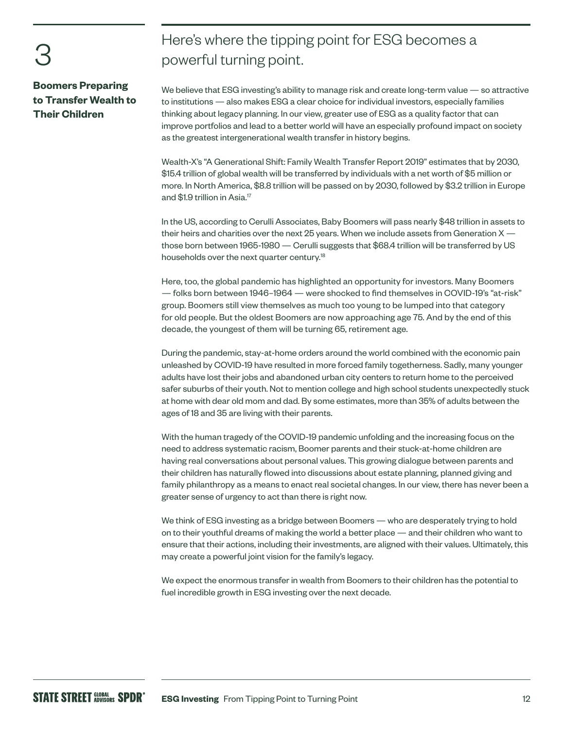# 3

**Boomers Preparing to Transfer Wealth to Their Children**

## Here's where the tipping point for ESG becomes a powerful turning point.

We believe that ESG investing's ability to manage risk and create long-term value — so attractive to institutions — also makes ESG a clear choice for individual investors, especially families thinking about legacy planning. In our view, greater use of ESG as a quality factor that can improve portfolios and lead to a better world will have an especially profound impact on society as the greatest intergenerational wealth transfer in history begins.

Wealth-X's "A Generational Shift: Family Wealth Transfer Report 2019" estimates that by 2030, $15.4 trillion of global wealth will be transferred by individuals with a net worth of $5 million or more. In North America, $8.8 trillion will be passed on by 2030, followed by $3.2 trillion in Europe and $1.9 trillion in Asia.[17]

In the US, according to Cerulli Associates, Baby Boomers will pass nearly $48 trillion in assets to their heirs and charities over the next 25 years. When we include assets from Generation X — those born between 1965-1980 — Cerulli suggests that $68.4 trillion will be transferred by US households over the next quarter century.[18]

Here, too, the global pandemic has highlighted an opportunity for investors. Many Boomers — folks born between 1946–1964 — were shocked to find themselves in COVID-19's "at-risk" group. Boomers still view themselves as much too young to be lumped into that category for old people. But the oldest Boomers are now approaching age 75. And by the end of this decade, the youngest of them will be turning 65, retirement age.

During the pandemic, stay-at-home orders around the world combined with the economic pain unleashed by COVID-19 have resulted in more forced family togetherness. Sadly, many younger adults have lost their jobs and abandoned urban city centers to return home to the perceived safer suburbs of their youth. Not to mention college and high school students unexpectedly stuck at home with dear old mom and dad. By some estimates, more than 35% of adults between the ages of 18 and 35 are living with their parents.

With the human tragedy of the COVID-19 pandemic unfolding and the increasing focus on the need to address systematic racism, Boomer parents and their stuck-at-home children are having real conversations about personal values. This growing dialogue between parents and their children has naturally flowed into discussions about estate planning, planned giving and family philanthropy as a means to enact real societal changes. In our view, there has never been a greater sense of urgency to act than there is right now.

We think of ESG investing as a bridge between Boomers — who are desperately trying to hold on to their youthful dreams of making the world a better place — and their children who want to ensure that their actions, including their investments, are aligned with their values. Ultimately, this may create a powerful joint vision for the family's legacy.

We expect the enormous transfer in wealth from Boomers to their children has the potential to fuel incredible growth in ESG investing over the next decade.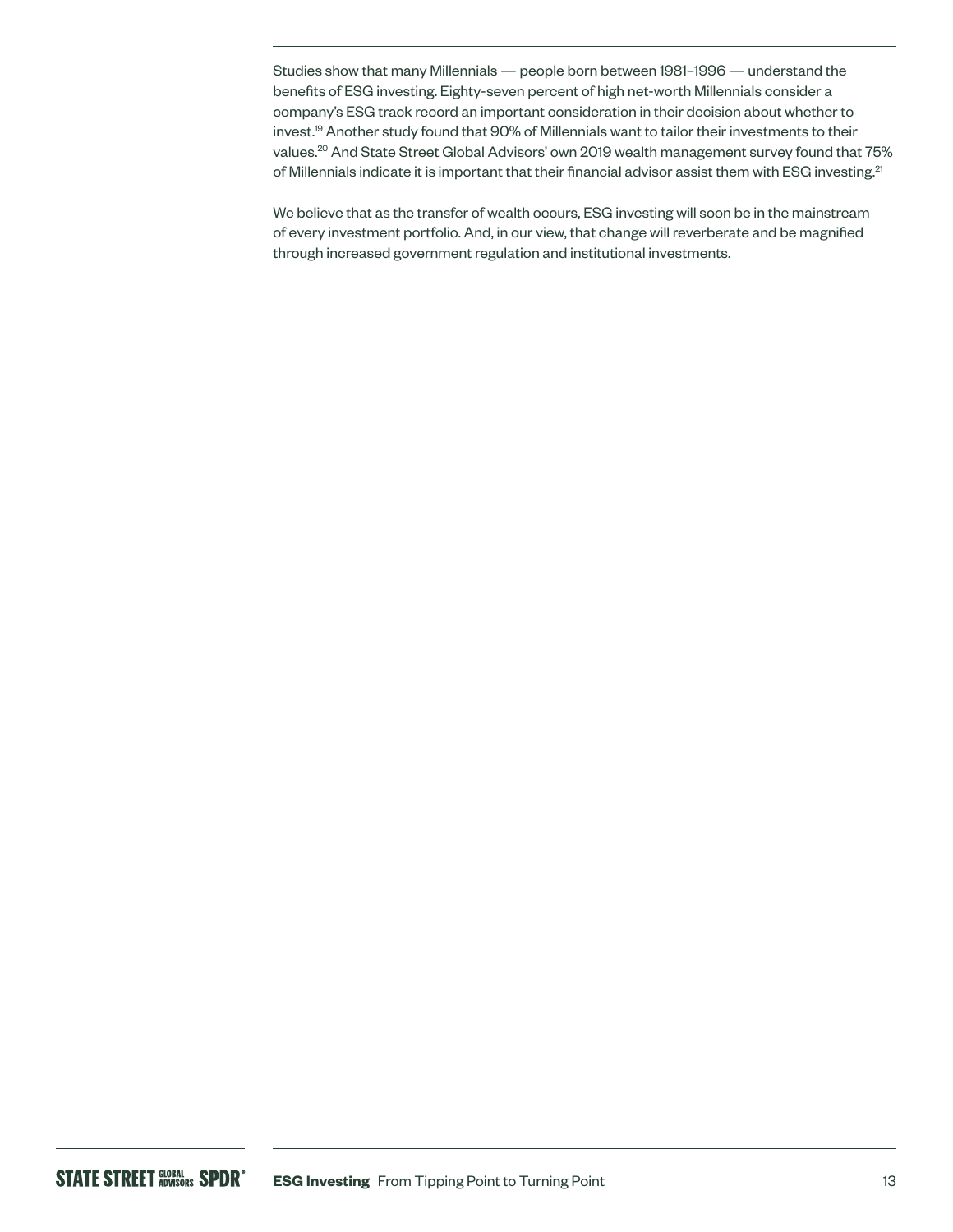Studies show that many Millennials — people born between 1981–1996 — understand the benefits of ESG investing. Eighty-seven percent of high net-worth Millennials consider a company's ESG track record an important consideration in their decision about whether to invest.[19] Another study found that 90% of Millennials want to tailor their investments to their values.[20] And State Street Global Advisors' own 2019 wealth management survey found that 75% of Millennials indicate it is important that their financial advisor assist them with ESG investing.[21]

We believe that as the transfer of wealth occurs, ESG investing will soon be in the mainstream of every investment portfolio. And, in our view, that change will reverberate and be magnified through increased government regulation and institutional investments.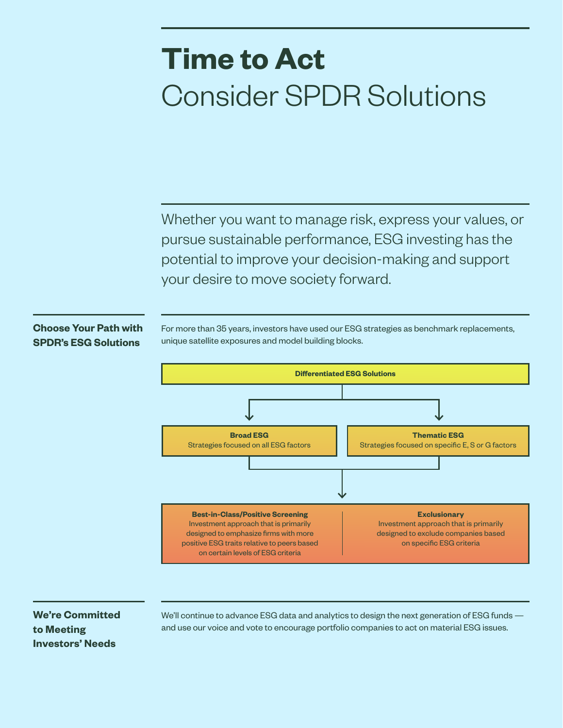# Time to Act

## Consider SPDR Solutions

Whether you want to manage risk, express your values, or pursue sustainable performance, ESG investing has the potential to improve your decision-making and support your desire to move society forward.

### Choose Your Path with SPDR's ESG Solutions

For more than 35 years, investors have used our ESG strategies as benchmark replacements, unique satellite exposures and model building blocks.

**Differentiated ESG Solutions**

- **Broad ESG**
  Strategies focused on all ESG factors
- **Thematic ESG**
  Strategies focused on specific E, S or G factors

**Best-in-Class/Positive Screening**
Investment approach that is primarily designed to emphasize firms with more positive ESG traits relative to peers based on certain levels of ESG criteria

**Exclusionary**
Investment approach that is primarily designed to exclude companies based on specific ESG criteria

### We're Committed to Meeting Investors' Needs

We'll continue to advance ESG data and analytics to design the next generation of ESG funds — and use our voice and vote to encourage portfolio companies to act on material ESG issues.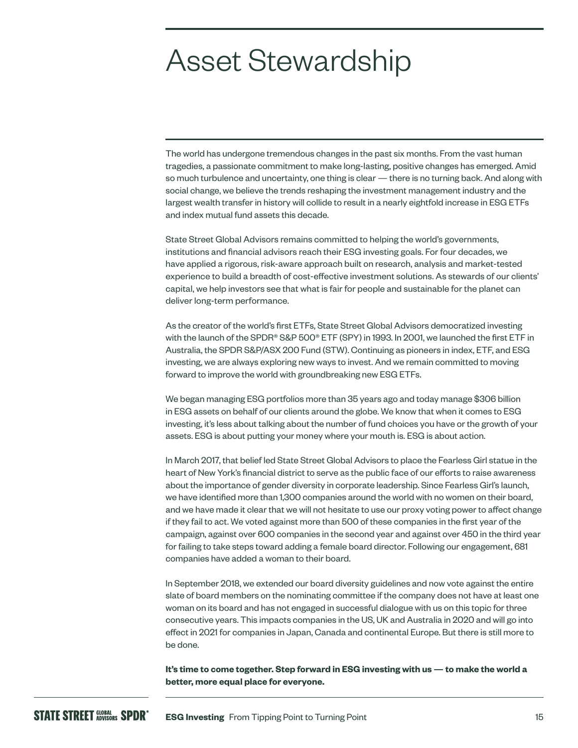# Asset Stewardship

The world has undergone tremendous changes in the past six months. From the vast human tragedies, a passionate commitment to make long-lasting, positive changes has emerged. Amid so much turbulence and uncertainty, one thing is clear — there is no turning back. And along with social change, we believe the trends reshaping the investment management industry and the largest wealth transfer in history will collide to result in a nearly eightfold increase in ESG ETFs and index mutual fund assets this decade.

State Street Global Advisors remains committed to helping the world's governments, institutions and financial advisors reach their ESG investing goals. For four decades, we have applied a rigorous, risk-aware approach built on research, analysis and market-tested experience to build a breadth of cost-effective investment solutions. As stewards of our clients' capital, we help investors see that what is fair for people and sustainable for the planet can deliver long-term performance.

As the creator of the world's first ETFs, State Street Global Advisors democratized investing with the launch of the SPDR® S&P 500® ETF (SPY) in 1993. In 2001, we launched the first ETF in Australia, the SPDR S&P/ASX 200 Fund (STW). Continuing as pioneers in index, ETF, and ESG investing, we are always exploring new ways to invest. And we remain committed to moving forward to improve the world with groundbreaking new ESG ETFs.

We began managing ESG portfolios more than 35 years ago and today manage $306 billion in ESG assets on behalf of our clients around the globe. We know that when it comes to ESG investing, it's less about talking about the number of fund choices you have or the growth of your assets. ESG is about putting your money where your mouth is. ESG is about action.

In March 2017, that belief led State Street Global Advisors to place the Fearless Girl statue in the heart of New York's financial district to serve as the public face of our efforts to raise awareness about the importance of gender diversity in corporate leadership. Since Fearless Girl's launch, we have identified more than 1,300 companies around the world with no women on their board, and we have made it clear that we will not hesitate to use our proxy voting power to affect change if they fail to act. We voted against more than 500 of these companies in the first year of the campaign, against over 600 companies in the second year and against over 450 in the third year for failing to take steps toward adding a female board director. Following our engagement, 681 companies have added a woman to their board.

In September 2018, we extended our board diversity guidelines and now vote against the entire slate of board members on the nominating committee if the company does not have at least one woman on its board and has not engaged in successful dialogue with us on this topic for three consecutive years. This impacts companies in the US, UK and Australia in 2020 and will go into effect in 2021 for companies in Japan, Canada and continental Europe. But there is still more to be done.

**It's time to come together. Step forward in ESG investing with us — to make the world a better, more equal place for everyone.**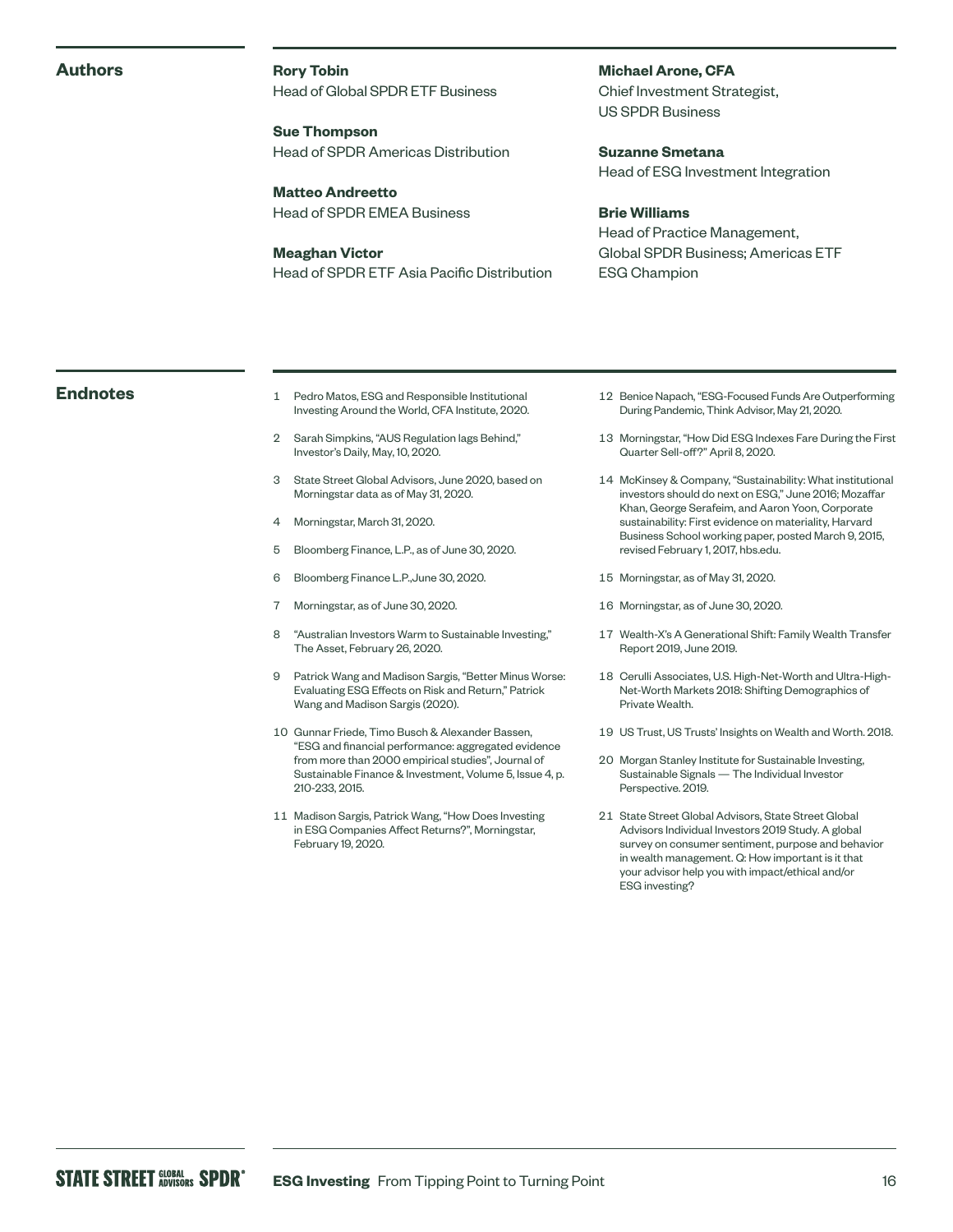## Authors

**Rory Tobin**
Head of Global SPDR ETF Business

**Sue Thompson**
Head of SPDR Americas Distribution

**Matteo Andreetto**
Head of SPDR EMEA Business

**Meaghan Victor**
Head of SPDR ETF Asia Pacific Distribution

**Michael Arone, CFA**
Chief Investment Strategist, US SPDR Business

**Suzanne Smetana**
Head of ESG Investment Integration

**Brie Williams**
Head of Practice Management, Global SPDR Business; Americas ETF ESG Champion

## Endnotes

1. Pedro Matos, ESG and Responsible Institutional Investing Around the World, CFA Institute, 2020.
2. Sarah Simpkins, "AUS Regulation lags Behind," Investor's Daily, May, 10, 2020.
3. State Street Global Advisors, June 2020, based on Morningstar data as of May 31, 2020.
4. Morningstar, March 31, 2020.
5. Bloomberg Finance, L.P., as of June 30, 2020.
6. Bloomberg Finance L.P.,June 30, 2020.
7. Morningstar, as of June 30, 2020.
8. "Australian Investors Warm to Sustainable Investing," The Asset, February 26, 2020.
9. Patrick Wang and Madison Sargis, "Better Minus Worse: Evaluating ESG Effects on Risk and Return," Patrick Wang and Madison Sargis (2020).
10. Gunnar Friede, Timo Busch & Alexander Bassen, "ESG and financial performance: aggregated evidence from more than 2000 empirical studies", Journal of Sustainable Finance & Investment, Volume 5, Issue 4, p. 210-233, 2015.
11. Madison Sargis, Patrick Wang, "How Does Investing in ESG Companies Affect Returns?", Morningstar, February 19, 2020.
12. Benice Napach, "ESG-Focused Funds Are Outperforming During Pandemic, Think Advisor, May 21, 2020.
13. Morningstar, "How Did ESG Indexes Fare During the First Quarter Sell-off?" April 8, 2020.
14. McKinsey & Company, "Sustainability: What institutional investors should do next on ESG," June 2016; Mozaffar Khan, George Serafeim, and Aaron Yoon, Corporate sustainability: First evidence on materiality, Harvard Business School working paper, posted March 9, 2015, revised February 1, 2017, hbs.edu.
15. Morningstar, as of May 31, 2020.
16. Morningstar, as of June 30, 2020.
17. Wealth-X's A Generational Shift: Family Wealth Transfer Report 2019, June 2019.
18. Cerulli Associates, U.S. High-Net-Worth and Ultra-High-Net-Worth Markets 2018: Shifting Demographics of Private Wealth.
19. US Trust, US Trusts' Insights on Wealth and Worth. 2018.
20. Morgan Stanley Institute for Sustainable Investing, Sustainable Signals — The Individual Investor Perspective. 2019.
21. State Street Global Advisors, State Street Global Advisors Individual Investors 2019 Study. A global survey on consumer sentiment, purpose and behavior in wealth management. Q: How important is it that your advisor help you with impact/ethical and/or ESG investing?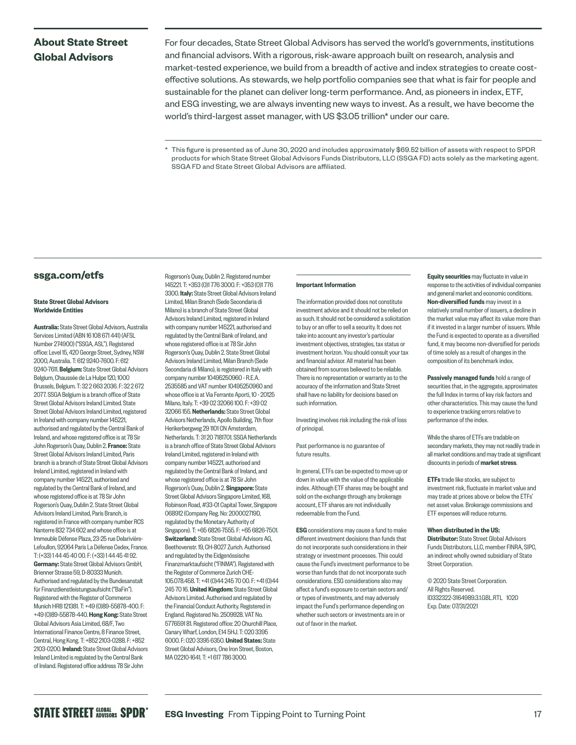## About State Street Global Advisors

For four decades, State Street Global Advisors has served the world's governments, institutions and financial advisors. With a rigorous, risk-aware approach built on research, analysis and market-tested experience, we build from a breadth of active and index strategies to create cost-effective solutions. As stewards, we help portfolio companies see that what is fair for people and sustainable for the planet can deliver long-term performance. And, as pioneers in index, ETF, and ESG investing, we are always inventing new ways to invest. As a result, we have become the world's third-largest asset manager, with US $3.05 trillion* under our care.

* This figure is presented as of June 30, 2020 and includes approximately $69.52 billion of assets with respect to SPDR products for which State Street Global Advisors Funds Distributors, LLC (SSGA FD) acts solely as the marketing agent. SSGA FD and State Street Global Advisors are affiliated.

## ssga.com/etfs

**State Street Global Advisors Worldwide Entities**

**Australia:** State Street Global Advisors, Australia Services Limited (ABN 16 108 671 441) (AFSL Number 274900) ("SSGA, ASL"). Registered office: Level 15, 420 George Street, Sydney, NSW 2000, Australia. T: 612 9240-7600. F: 612 9240-7611. **Belgium:** State Street Global Advisors Belgium, Chaussée de La Hulpe 120, 1000 Brussels, Belgium. T: 32 2 663 2036. F: 32 2 672 2077. SSGA Belgium is a branch office of State Street Global Advisors Ireland Limited. State Street Global Advisors Ireland Limited, registered in Ireland with company number 145221, authorised and regulated by the Central Bank of Ireland, and whose registered office is at 78 Sir John Rogerson's Quay, Dublin 2. **France:** State Street Global Advisors Ireland Limited, Paris branch is a branch of State Street Global Advisors Ireland Limited, registered in Ireland with company number 145221, authorised and regulated by the Central Bank of Ireland, and whose registered office is at 78 Sir John Rogerson's Quay, Dublin 2. State Street Global Advisors Ireland Limited, Paris Branch, is registered in France with company number RCS Nanterre 832 734 602 and whose office is at Immeuble Défense Plaza, 23-25 rue Delarivière-Lefoullon, 92064 Paris La Défense Cedex, France. T: (+33) 1 44 45 40 00. F: (+33) 1 44 45 41 92. **Germany:** State Street Global Advisors GmbH, Brienner Strasse 59, D-80333 Munich. Authorised and regulated by the Bundesanstalt für Finanzdienstleistungsaufsicht ("BaFin"). Registered with the Register of Commerce Munich HRB 121381. T: +49 (0)89-55878-400. F: +49 (0)89-55878-440. **Hong Kong:** State Street Global Advisors Asia Limited, 68/F, Two International Finance Centre, 8 Finance Street, Central, Hong Kong. T: +852 2103-0288. F: +852 2103-0200. **Ireland:** State Street Global Advisors Ireland Limited is regulated by the Central Bank of Ireland. Registered office address 78 Sir John Rogerson's Quay, Dublin 2. Registered number 145221. T: +353 (0)1 776 3000. F: +353 (0)1 776 3300. **Italy:** State Street Global Advisors Ireland Limited, Milan Branch (Sede Secondaria di Milano) is a branch of State Street Global Advisors Ireland Limited, registered in Ireland with company number 145221, authorised and regulated by the Central Bank of Ireland, and whose registered office is at 78 Sir John Rogerson's Quay, Dublin 2. State Street Global Advisors Ireland Limited, Milan Branch (Sede Secondaria di Milano), is registered in Italy with company number 10495250960 - R.E.A. 2535585 and VAT number 10495250960 and whose office is at Via Ferrante Aporti, 10 - 20125 Milano, Italy. T: +39 02 32066 100. F: +39 02 32066 155. **Netherlands:** State Street Global Advisors Netherlands, Apollo Building, 7th floor Herikerbergweg 29 1101 CN Amsterdam, Netherlands. T: 31 20 7181701. SSGA Netherlands is a branch office of State Street Global Advisors Ireland Limited, registered in Ireland with company number 145221, authorised and regulated by the Central Bank of Ireland, and whose registered office is at 78 Sir John Rogerson's Quay, Dublin 2. **Singapore:** State Street Global Advisors Singapore Limited, 168, Robinson Road, #33-01 Capital Tower, Singapore 068912 (Company Reg. No: 200002719D, regulated by the Monetary Authority of Singapore). T: +65 6826-7555. F: +65 6826-7501. **Switzerland:** State Street Global Advisors AG, Beethovenstr. 19, CH-8027 Zurich. Authorised and regulated by the Eidgenössische Finanzmarktaufsicht ("FINMA"). Registered with the Register of Commerce Zurich CHE-105.078.458. T: +41 (0)44 245 70 00. F: +41 (0)44 245 70 16. **United Kingdom:** State Street Global Advisors Limited. Authorised and regulated by the Financial Conduct Authority. Registered in England. Registered No. 2509928. VAT No. 5776591 81. Registered office: 20 Churchill Place, Canary Wharf, London, E14 5HJ. T: 020 3395 6000. F: 020 3395 6350. **United States:** State Street Global Advisors, One Iron Street, Boston, MA 02210-1641. T: +1 617 786 3000.

**Important Information**

The information provided does not constitute investment advice and it should not be relied on as such. It should not be considered a solicitation to buy or an offer to sell a security. It does not take into account any investor's particular investment objectives, strategies, tax status or investment horizon. You should consult your tax and financial advisor. All material has been obtained from sources believed to be reliable. There is no representation or warranty as to the accuracy of the information and State Street shall have no liability for decisions based on such information.

Investing involves risk including the risk of loss of principal.

Past performance is no guarantee of future results.

In general, ETFs can be expected to move up or down in value with the value of the applicable index. Although ETF shares may be bought and sold on the exchange through any brokerage account, ETF shares are not individually redeemable from the Fund.

**ESG** considerations may cause a fund to make different investment decisions than funds that do not incorporate such considerations in their strategy or investment processes. This could cause the Fund's investment performance to be worse than funds that do not incorporate such considerations. ESG considerations also may affect a fund's exposure to certain sectors and/or types of investments, and may adversely impact the Fund's performance depending on whether such sectors or investments are in or out of favor in the market.

**Equity securities** may fluctuate in value in response to the activities of individual companies and general market and economic conditions.

**Non-diversified funds** may invest in a relatively small number of issuers, a decline in the market value may affect its value more than if it invested in a larger number of issuers. While the Fund is expected to operate as a diversified fund, it may become non-diversified for periods of time solely as a result of changes in the composition of its benchmark index.

**Passively managed funds** hold a range of securities that, in the aggregate, approximates the full Index in terms of key risk factors and other characteristics. This may cause the fund to experience tracking errors relative to performance of the index.

While the shares of ETFs are tradable on secondary markets, they may not readily trade in all market conditions and may trade at significant discounts in periods of **market stress**.

**ETFs** trade like stocks, are subject to investment risk, fluctuate in market value and may trade at prices above or below the ETFs' net asset value. Brokerage commissions and ETF expenses will reduce returns.

**When distributed in the US:**
**Distributor:** State Street Global Advisors Funds Distributors, LLC, member FINRA, SIPC, an indirect wholly owned subsidiary of State Street Corporation.

© 2020 State Street Corporation.
All Rights Reserved.
ID332322-3164989.3.1.GBL.RTL 1020
Exp. Date: 07/31/2021